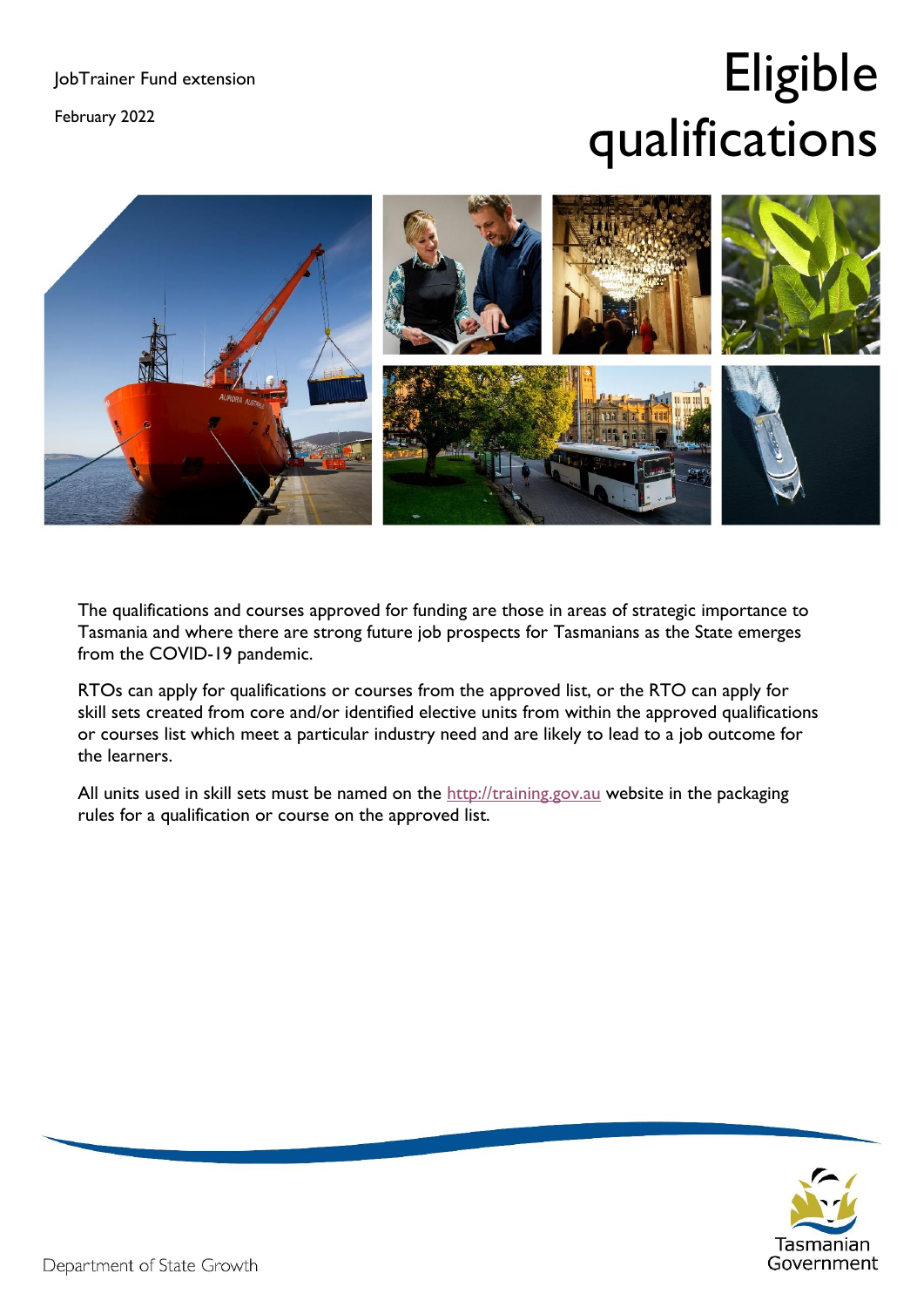JobTrainer Fund extension

February 2022

# Eligible qualifications

The qualifications and courses approved for funding are those in areas of strategic importance to Tasmania and where there are strong future job prospects for Tasmanians as the State emerges from the COVID-19 pandemic.

RTOs can apply for qualifications or courses from the approved list, or the RTO can apply for skill sets created from core and/or identified elective units from within the approved qualifications or courses list which meet a particular industry need and are likely to lead to a job outcome for the learners.

All units used in skill sets must be named on the http://training.gov.au website in the packaging rules for a qualification or course on the approved list.

Department of State Growth

Tasmanian Government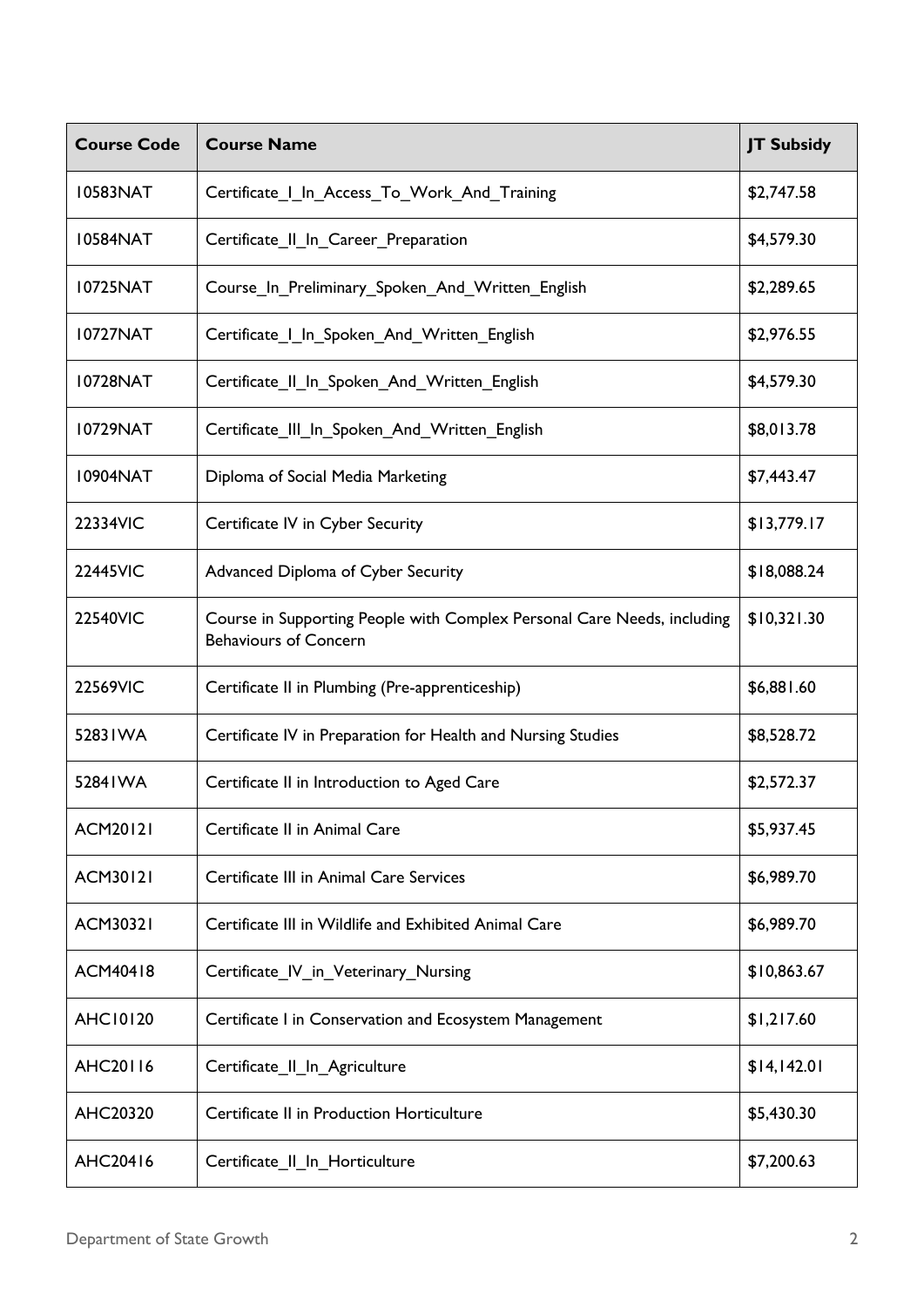| Course Code | Course Name | JT Subsidy |
|---|---|---|
| 10583NAT | Certificate_I_In_Access_To_Work_And_Training | $2,747.58 |
| 10584NAT | Certificate_II_In_Career_Preparation | $4,579.30 |
| 10725NAT | Course_In_Preliminary_Spoken_And_Written_English | $2,289.65 |
| 10727NAT | Certificate_I_In_Spoken_And_Written_English | $2,976.55 |
| 10728NAT | Certificate_II_In_Spoken_And_Written_English | $4,579.30 |
| 10729NAT | Certificate_III_In_Spoken_And_Written_English | $8,013.78 |
| 10904NAT | Diploma of Social Media Marketing | $7,443.47 |
| 22334VIC | Certificate IV in Cyber Security | $13,779.17 |
| 22445VIC | Advanced Diploma of Cyber Security | $18,088.24 |
| 22540VIC | Course in Supporting People with Complex Personal Care Needs, including Behaviours of Concern | $10,321.30 |
| 22569VIC | Certificate II in Plumbing (Pre-apprenticeship) | $6,881.60 |
| 52831WA | Certificate IV in Preparation for Health and Nursing Studies | $8,528.72 |
| 52841WA | Certificate II in Introduction to Aged Care | $2,572.37 |
| ACM20121 | Certificate II in Animal Care | $5,937.45 |
| ACM30121 | Certificate III in Animal Care Services | $6,989.70 |
| ACM30321 | Certificate III in Wildlife and Exhibited Animal Care | $6,989.70 |
| ACM40418 | Certificate_IV_in_Veterinary_Nursing | $10,863.67 |
| AHC10120 | Certificate I in Conservation and Ecosystem Management | $1,217.60 |
| AHC20116 | Certificate_II_In_Agriculture | $14,142.01 |
| AHC20320 | Certificate II in Production Horticulture | $5,430.30 |
| AHC20416 | Certificate_II_In_Horticulture | $7,200.63 |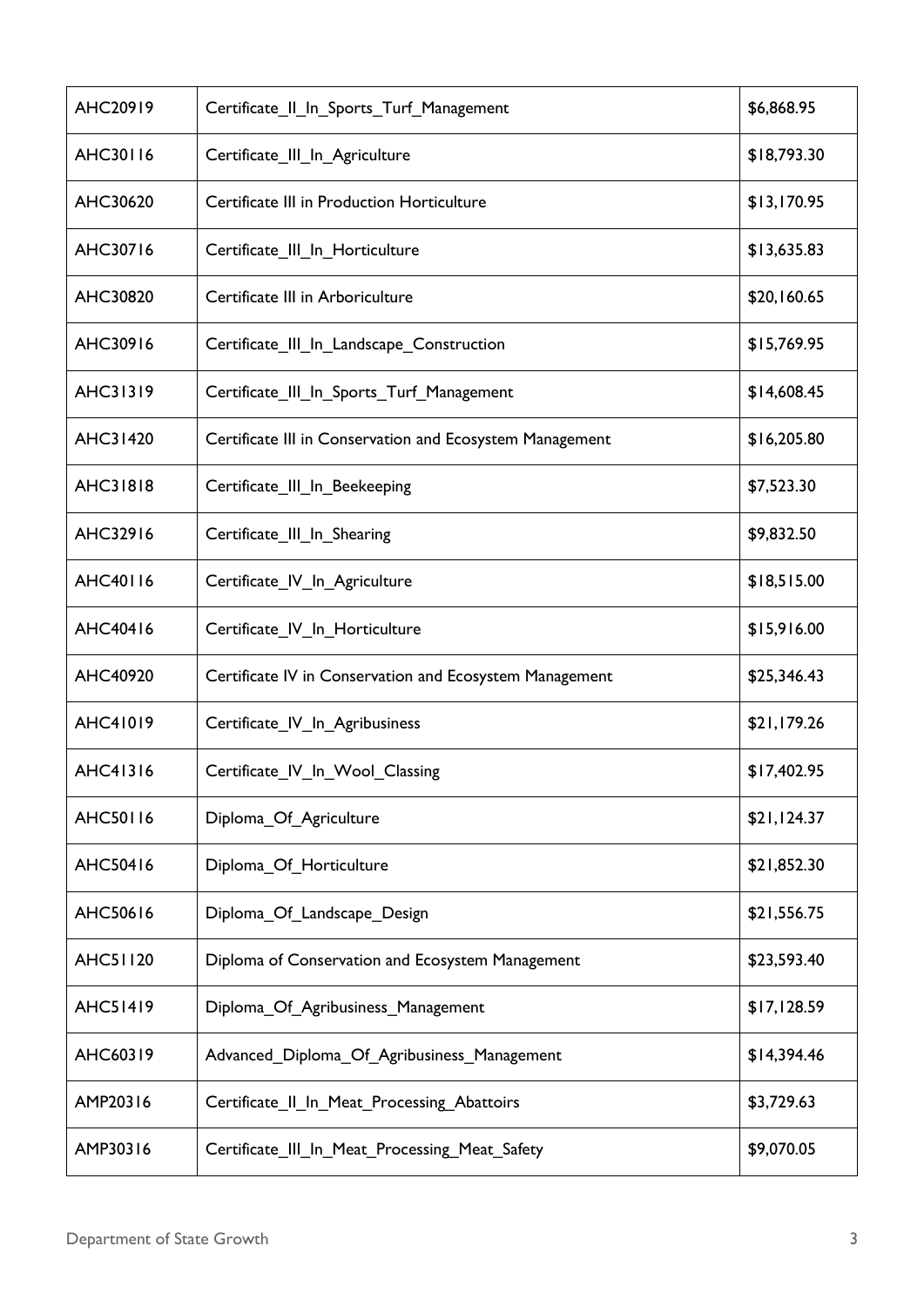| AHC20919 | Certificate_II_In_Sports_Turf_Management | $6,868.95 |
|---|---|---|
| AHC30116 | Certificate_III_In_Agriculture | $18,793.30 |
| AHC30620 | Certificate III in Production Horticulture | $13,170.95 |
| AHC30716 | Certificate_III_In_Horticulture | $13,635.83 |
| AHC30820 | Certificate III in Arboriculture | $20,160.65 |
| AHC30916 | Certificate_III_In_Landscape_Construction | $15,769.95 |
| AHC31319 | Certificate_III_In_Sports_Turf_Management | $14,608.45 |
| AHC31420 | Certificate III in Conservation and Ecosystem Management | $16,205.80 |
| AHC31818 | Certificate_III_In_Beekeeping | $7,523.30 |
| AHC32916 | Certificate_III_In_Shearing | $9,832.50 |
| AHC40116 | Certificate_IV_In_Agriculture | $18,515.00 |
| AHC40416 | Certificate_IV_In_Horticulture | $15,916.00 |
| AHC40920 | Certificate IV in Conservation and Ecosystem Management | $25,346.43 |
| AHC41019 | Certificate_IV_In_Agribusiness | $21,179.26 |
| AHC41316 | Certificate_IV_In_Wool_Classing | $17,402.95 |
| AHC50116 | Diploma_Of_Agriculture | $21,124.37 |
| AHC50416 | Diploma_Of_Horticulture | $21,852.30 |
| AHC50616 | Diploma_Of_Landscape_Design | $21,556.75 |
| AHC51120 | Diploma of Conservation and Ecosystem Management | $23,593.40 |
| AHC51419 | Diploma_Of_Agribusiness_Management | $17,128.59 |
| AHC60319 | Advanced_Diploma_Of_Agribusiness_Management | $14,394.46 |
| AMP20316 | Certificate_II_In_Meat_Processing_Abattoirs | $3,729.63 |
| AMP30316 | Certificate_III_In_Meat_Processing_Meat_Safety | $9,070.05 |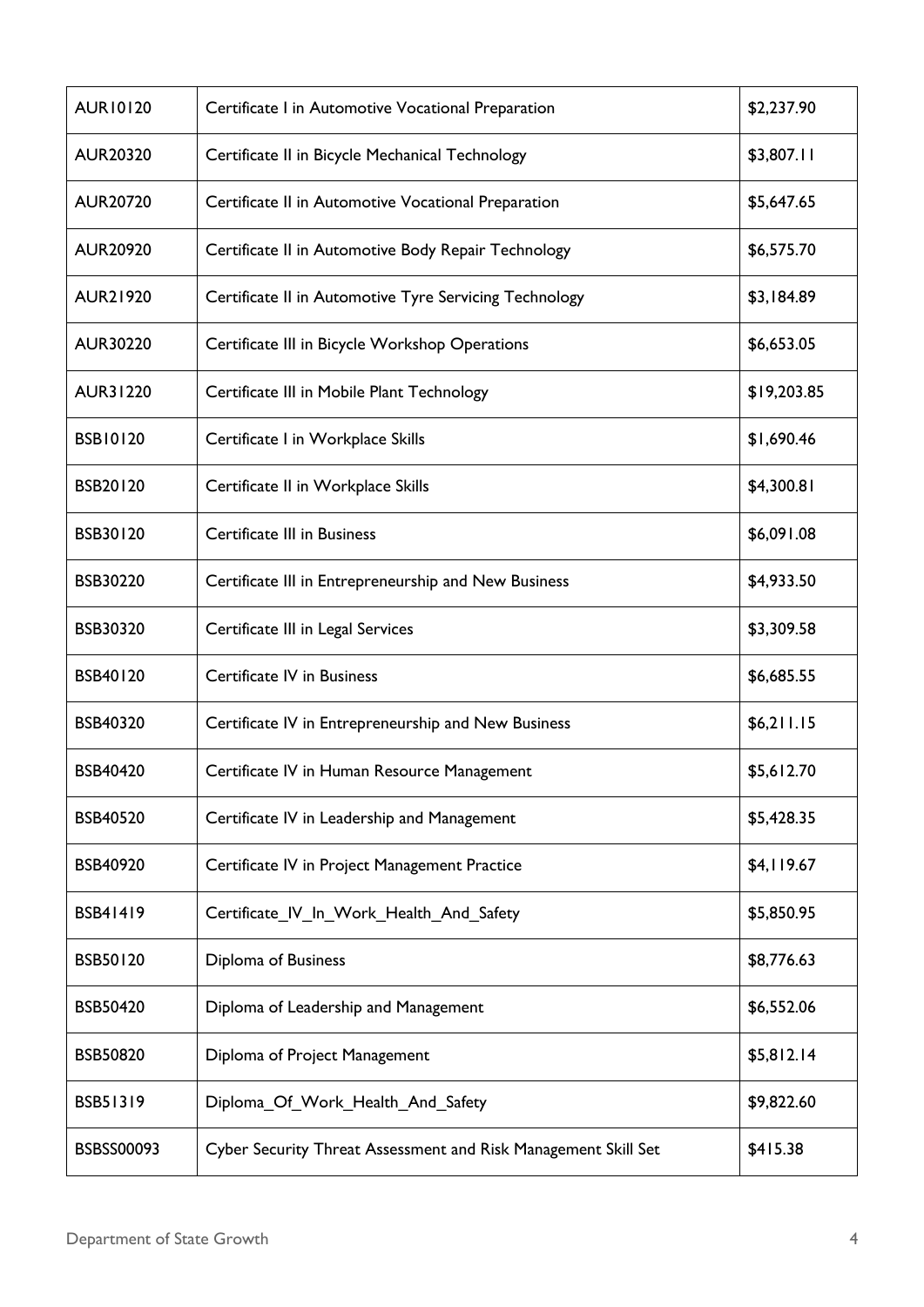| AUR10120 | Certificate I in Automotive Vocational Preparation | $2,237.90 |
|---|---|---|
| AUR20320 | Certificate II in Bicycle Mechanical Technology | $3,807.11 |
| AUR20720 | Certificate II in Automotive Vocational Preparation | $5,647.65 |
| AUR20920 | Certificate II in Automotive Body Repair Technology | $6,575.70 |
| AUR21920 | Certificate II in Automotive Tyre Servicing Technology | $3,184.89 |
| AUR30220 | Certificate III in Bicycle Workshop Operations | $6,653.05 |
| AUR31220 | Certificate III in Mobile Plant Technology | $19,203.85 |
| BSB10120 | Certificate I in Workplace Skills | $1,690.46 |
| BSB20120 | Certificate II in Workplace Skills | $4,300.81 |
| BSB30120 | Certificate III in Business | $6,091.08 |
| BSB30220 | Certificate III in Entrepreneurship and New Business | $4,933.50 |
| BSB30320 | Certificate III in Legal Services | $3,309.58 |
| BSB40120 | Certificate IV in Business | $6,685.55 |
| BSB40320 | Certificate IV in Entrepreneurship and New Business | $6,211.15 |
| BSB40420 | Certificate IV in Human Resource Management | $5,612.70 |
| BSB40520 | Certificate IV in Leadership and Management | $5,428.35 |
| BSB40920 | Certificate IV in Project Management Practice | $4,119.67 |
| BSB41419 | Certificate_IV_In_Work_Health_And_Safety | $5,850.95 |
| BSB50120 | Diploma of Business | $8,776.63 |
| BSB50420 | Diploma of Leadership and Management | $6,552.06 |
| BSB50820 | Diploma of Project Management | $5,812.14 |
| BSB51319 | Diploma_Of_Work_Health_And_Safety | $9,822.60 |
| BSBSS00093 | Cyber Security Threat Assessment and Risk Management Skill Set | $415.38 |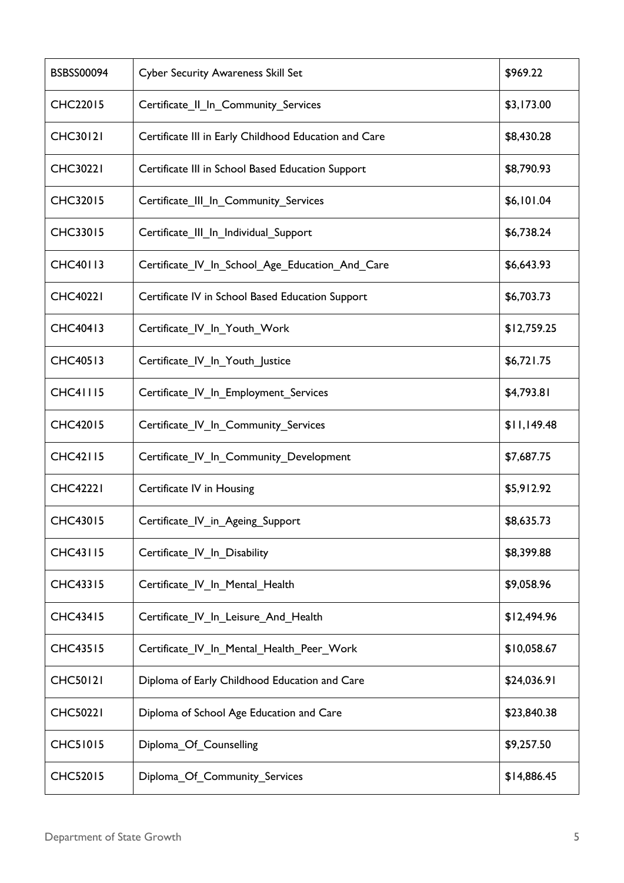| BSBSS00094 | Cyber Security Awareness Skill Set | $969.22 |
|---|---|---|
| CHC22015 | Certificate_II_In_Community_Services | $3,173.00 |
| CHC30121 | Certificate III in Early Childhood Education and Care | $8,430.28 |
| CHC30221 | Certificate III in School Based Education Support | $8,790.93 |
| CHC32015 | Certificate_III_In_Community_Services | $6,101.04 |
| CHC33015 | Certificate_III_In_Individual_Support | $6,738.24 |
| CHC40113 | Certificate_IV_In_School_Age_Education_And_Care | $6,643.93 |
| CHC40221 | Certificate IV in School Based Education Support | $6,703.73 |
| CHC40413 | Certificate_IV_In_Youth_Work | $12,759.25 |
| CHC40513 | Certificate_IV_In_Youth_Justice | $6,721.75 |
| CHC41115 | Certificate_IV_In_Employment_Services | $4,793.81 |
| CHC42015 | Certificate_IV_In_Community_Services | $11,149.48 |
| CHC42115 | Certificate_IV_In_Community_Development | $7,687.75 |
| CHC42221 | Certificate IV in Housing | $5,912.92 |
| CHC43015 | Certificate_IV_in_Ageing_Support | $8,635.73 |
| CHC43115 | Certificate_IV_In_Disability | $8,399.88 |
| CHC43315 | Certificate_IV_In_Mental_Health | $9,058.96 |
| CHC43415 | Certificate_IV_In_Leisure_And_Health | $12,494.96 |
| CHC43515 | Certificate_IV_In_Mental_Health_Peer_Work | $10,058.67 |
| CHC50121 | Diploma of Early Childhood Education and Care | $24,036.91 |
| CHC50221 | Diploma of School Age Education and Care | $23,840.38 |
| CHC51015 | Diploma_Of_Counselling | $9,257.50 |
| CHC52015 | Diploma_Of_Community_Services | $14,886.45 |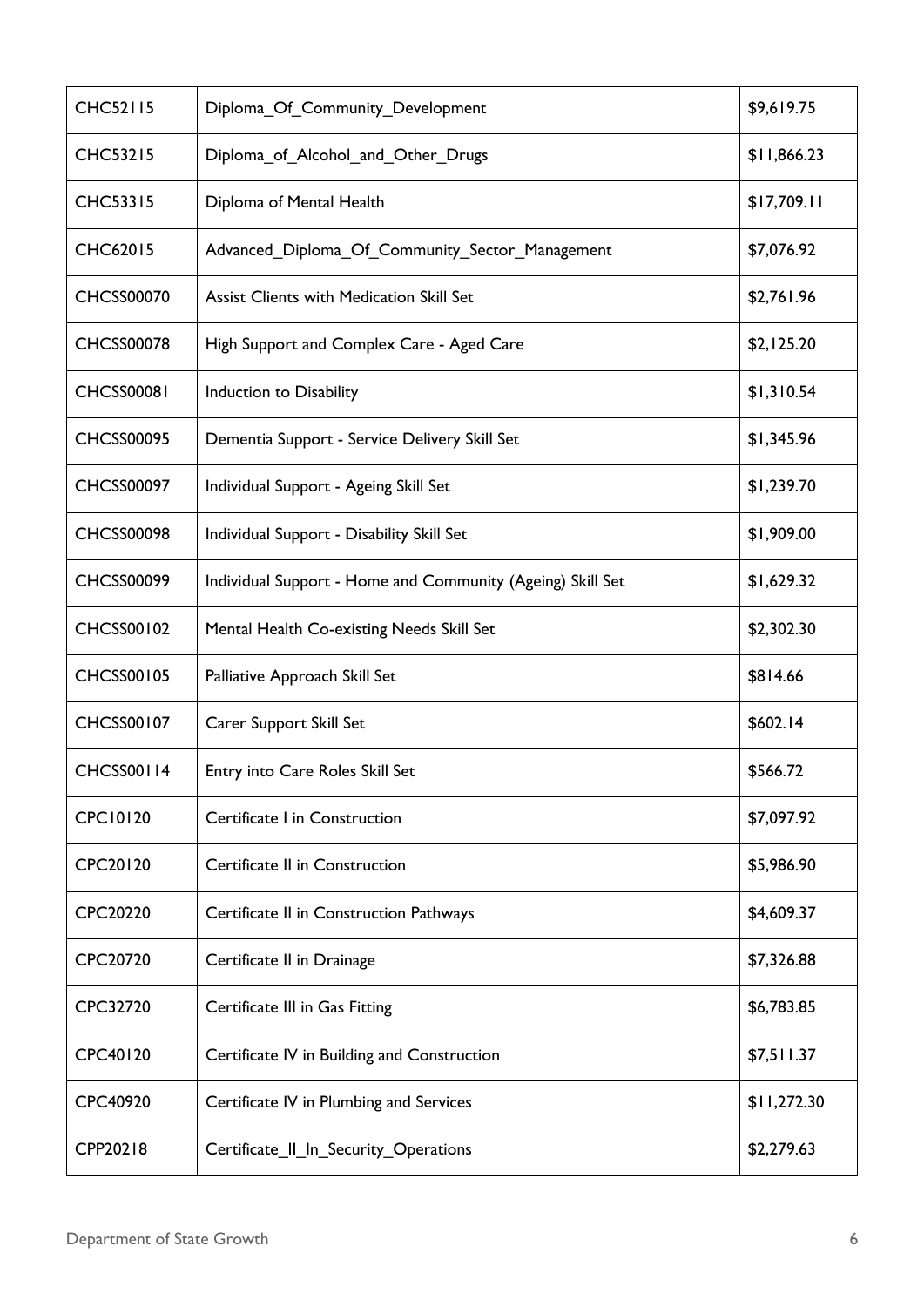| CHC52115 | Diploma_Of_Community_Development | $9,619.75 |
|---|---|---|
| CHC53215 | Diploma_of_Alcohol_and_Other_Drugs | $11,866.23 |
| CHC53315 | Diploma of Mental Health | $17,709.11 |
| CHC62015 | Advanced_Diploma_Of_Community_Sector_Management | $7,076.92 |
| CHCSS00070 | Assist Clients with Medication Skill Set | $2,761.96 |
| CHCSS00078 | High Support and Complex Care - Aged Care | $2,125.20 |
| CHCSS00081 | Induction to Disability | $1,310.54 |
| CHCSS00095 | Dementia Support - Service Delivery Skill Set | $1,345.96 |
| CHCSS00097 | Individual Support - Ageing Skill Set | $1,239.70 |
| CHCSS00098 | Individual Support - Disability Skill Set | $1,909.00 |
| CHCSS00099 | Individual Support - Home and Community (Ageing) Skill Set | $1,629.32 |
| CHCSS00102 | Mental Health Co-existing Needs Skill Set | $2,302.30 |
| CHCSS00105 | Palliative Approach Skill Set | $814.66 |
| CHCSS00107 | Carer Support Skill Set | $602.14 |
| CHCSS00114 | Entry into Care Roles Skill Set | $566.72 |
| CPC10120 | Certificate I in Construction | $7,097.92 |
| CPC20120 | Certificate II in Construction | $5,986.90 |
| CPC20220 | Certificate II in Construction Pathways | $4,609.37 |
| CPC20720 | Certificate II in Drainage | $7,326.88 |
| CPC32720 | Certificate III in Gas Fitting | $6,783.85 |
| CPC40120 | Certificate IV in Building and Construction | $7,511.37 |
| CPC40920 | Certificate IV in Plumbing and Services | $11,272.30 |
| CPP20218 | Certificate_II_In_Security_Operations | $2,279.63 |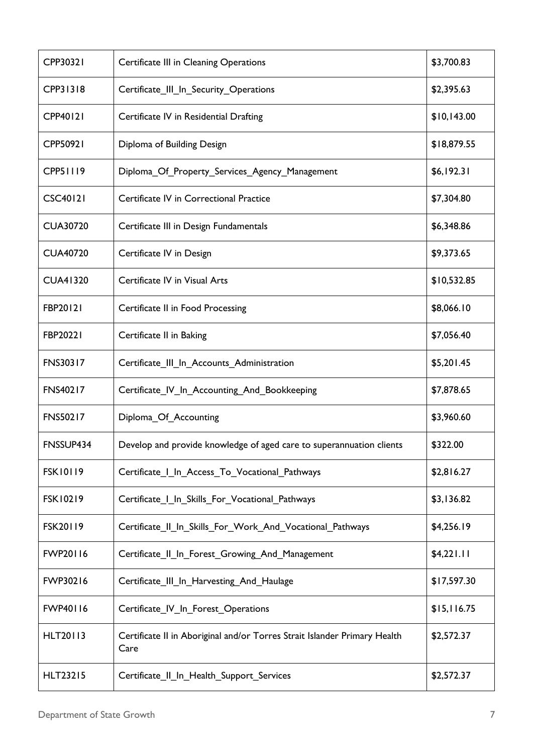| | | |
|---|---|---|
| CPP30321 | Certificate III in Cleaning Operations | $3,700.83 |
| CPP31318 | Certificate_III_In_Security_Operations | $2,395.63 |
| CPP40121 | Certificate IV in Residential Drafting | $10,143.00 |
| CPP50921 | Diploma of Building Design | $18,879.55 |
| CPP51119 | Diploma_Of_Property_Services_Agency_Management | $6,192.31 |
| CSC40121 | Certificate IV in Correctional Practice | $7,304.80 |
| CUA30720 | Certificate III in Design Fundamentals | $6,348.86 |
| CUA40720 | Certificate IV in Design | $9,373.65 |
| CUA41320 | Certificate IV in Visual Arts | $10,532.85 |
| FBP20121 | Certificate II in Food Processing | $8,066.10 |
| FBP20221 | Certificate II in Baking | $7,056.40 |
| FNS30317 | Certificate_III_In_Accounts_Administration | $5,201.45 |
| FNS40217 | Certificate_IV_In_Accounting_And_Bookkeeping | $7,878.65 |
| FNS50217 | Diploma_Of_Accounting | $3,960.60 |
| FNSSUP434 | Develop and provide knowledge of aged care to superannuation clients | $322.00 |
| FSK10119 | Certificate_I_In_Access_To_Vocational_Pathways | $2,816.27 |
| FSK10219 | Certificate_I_In_Skills_For_Vocational_Pathways | $3,136.82 |
| FSK20119 | Certificate_II_In_Skills_For_Work_And_Vocational_Pathways | $4,256.19 |
| FWP20116 | Certificate_II_In_Forest_Growing_And_Management | $4,221.11 |
| FWP30216 | Certificate_III_In_Harvesting_And_Haulage | $17,597.30 |
| FWP40116 | Certificate_IV_In_Forest_Operations | $15,116.75 |
| HLT20113 | Certificate II in Aboriginal and/or Torres Strait Islander Primary Health Care | $2,572.37 |
| HLT23215 | Certificate_II_In_Health_Support_Services | $2,572.37 |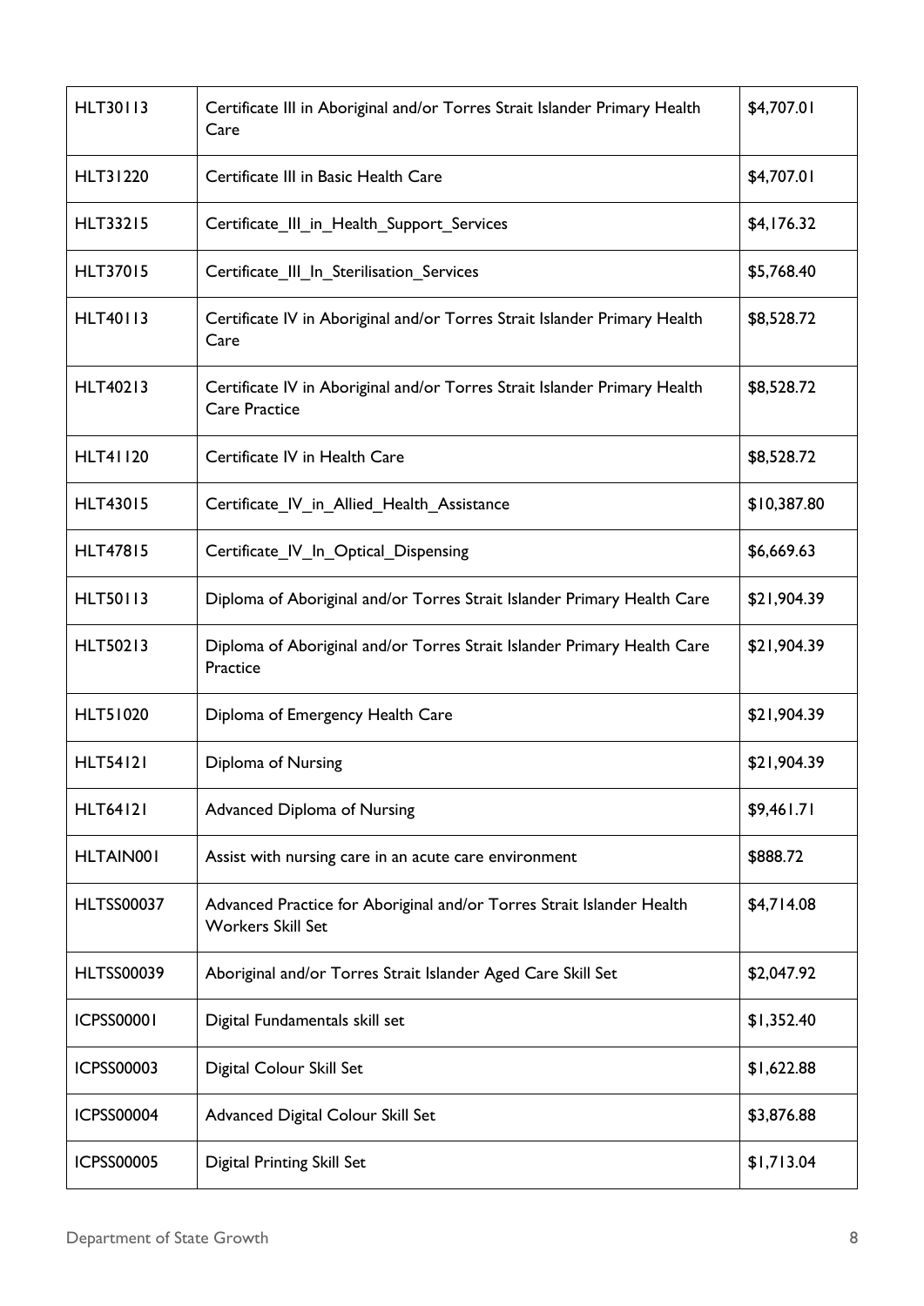| HLT30113 | Certificate III in Aboriginal and/or Torres Strait Islander Primary Health Care | $4,707.01 |
|---|---|---|
| HLT31220 | Certificate III in Basic Health Care | $4,707.01 |
| HLT33215 | Certificate_III_in_Health_Support_Services | $4,176.32 |
| HLT37015 | Certificate_III_In_Sterilisation_Services | $5,768.40 |
| HLT40113 | Certificate IV in Aboriginal and/or Torres Strait Islander Primary Health Care | $8,528.72 |
| HLT40213 | Certificate IV in Aboriginal and/or Torres Strait Islander Primary Health Care Practice | $8,528.72 |
| HLT41120 | Certificate IV in Health Care | $8,528.72 |
| HLT43015 | Certificate_IV_in_Allied_Health_Assistance | $10,387.80 |
| HLT47815 | Certificate_IV_In_Optical_Dispensing | $6,669.63 |
| HLT50113 | Diploma of Aboriginal and/or Torres Strait Islander Primary Health Care | $21,904.39 |
| HLT50213 | Diploma of Aboriginal and/or Torres Strait Islander Primary Health Care Practice | $21,904.39 |
| HLT51020 | Diploma of Emergency Health Care | $21,904.39 |
| HLT54121 | Diploma of Nursing | $21,904.39 |
| HLT64121 | Advanced Diploma of Nursing | $9,461.71 |
| HLTAIN001 | Assist with nursing care in an acute care environment | $888.72 |
| HLTSS00037 | Advanced Practice for Aboriginal and/or Torres Strait Islander Health Workers Skill Set | $4,714.08 |
| HLTSS00039 | Aboriginal and/or Torres Strait Islander Aged Care Skill Set | $2,047.92 |
| ICPSS00001 | Digital Fundamentals skill set | $1,352.40 |
| ICPSS00003 | Digital Colour Skill Set | $1,622.88 |
| ICPSS00004 | Advanced Digital Colour Skill Set | $3,876.88 |
| ICPSS00005 | Digital Printing Skill Set | $1,713.04 |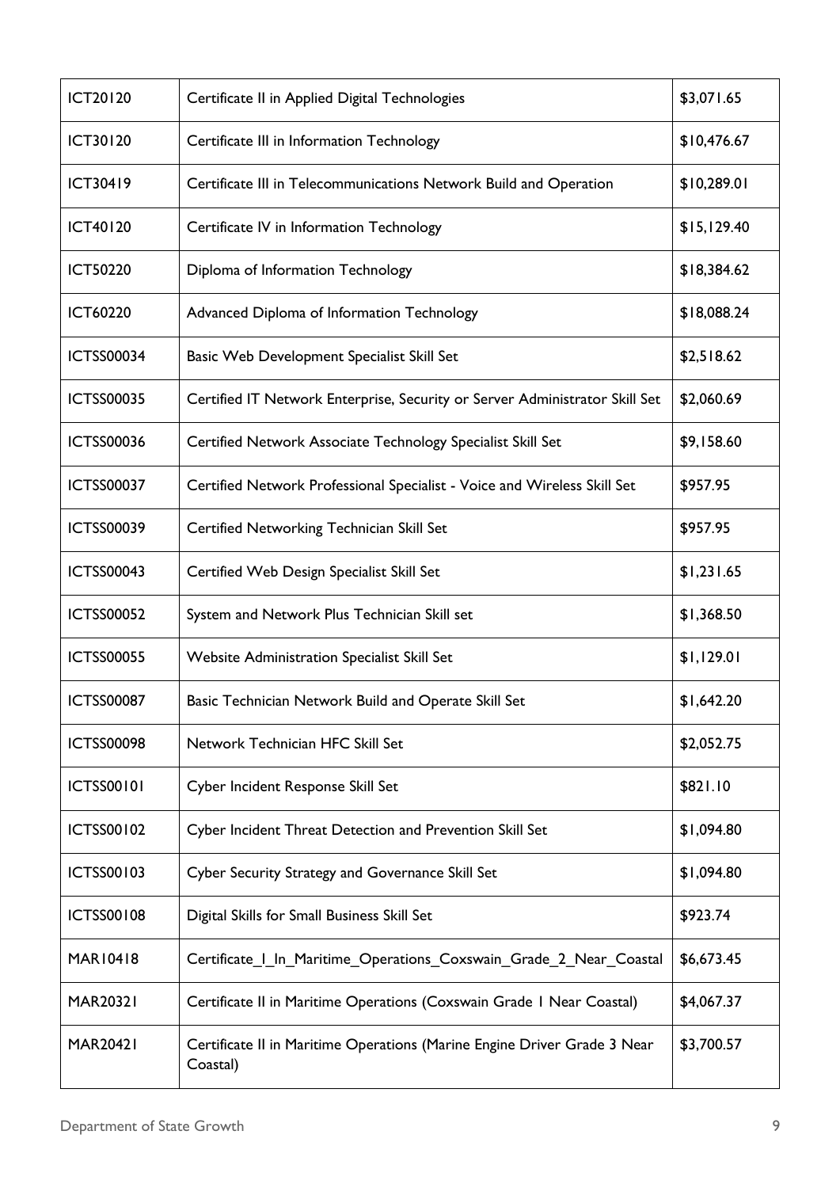| ICT20120 | Certificate II in Applied Digital Technologies | $3,071.65 |
| --- | --- | --- |
| ICT30120 | Certificate III in Information Technology | $10,476.67 |
| ICT30419 | Certificate III in Telecommunications Network Build and Operation | $10,289.01 |
| ICT40120 | Certificate IV in Information Technology | $15,129.40 |
| ICT50220 | Diploma of Information Technology | $18,384.62 |
| ICT60220 | Advanced Diploma of Information Technology | $18,088.24 |
| ICTSS00034 | Basic Web Development Specialist Skill Set | $2,518.62 |
| ICTSS00035 | Certified IT Network Enterprise, Security or Server Administrator Skill Set | $2,060.69 |
| ICTSS00036 | Certified Network Associate Technology Specialist Skill Set | $9,158.60 |
| ICTSS00037 | Certified Network Professional Specialist - Voice and Wireless Skill Set | $957.95 |
| ICTSS00039 | Certified Networking Technician Skill Set | $957.95 |
| ICTSS00043 | Certified Web Design Specialist Skill Set | $1,231.65 |
| ICTSS00052 | System and Network Plus Technician Skill set | $1,368.50 |
| ICTSS00055 | Website Administration Specialist Skill Set | $1,129.01 |
| ICTSS00087 | Basic Technician Network Build and Operate Skill Set | $1,642.20 |
| ICTSS00098 | Network Technician HFC Skill Set | $2,052.75 |
| ICTSS00101 | Cyber Incident Response Skill Set | $821.10 |
| ICTSS00102 | Cyber Incident Threat Detection and Prevention Skill Set | $1,094.80 |
| ICTSS00103 | Cyber Security Strategy and Governance Skill Set | $1,094.80 |
| ICTSS00108 | Digital Skills for Small Business Skill Set | $923.74 |
| MAR10418 | Certificate_I_In_Maritime_Operations_Coxswain_Grade_2_Near_Coastal | $6,673.45 |
| MAR20321 | Certificate II in Maritime Operations (Coxswain Grade 1 Near Coastal) | $4,067.37 |
| MAR20421 | Certificate II in Maritime Operations (Marine Engine Driver Grade 3 Near Coastal) | $3,700.57 |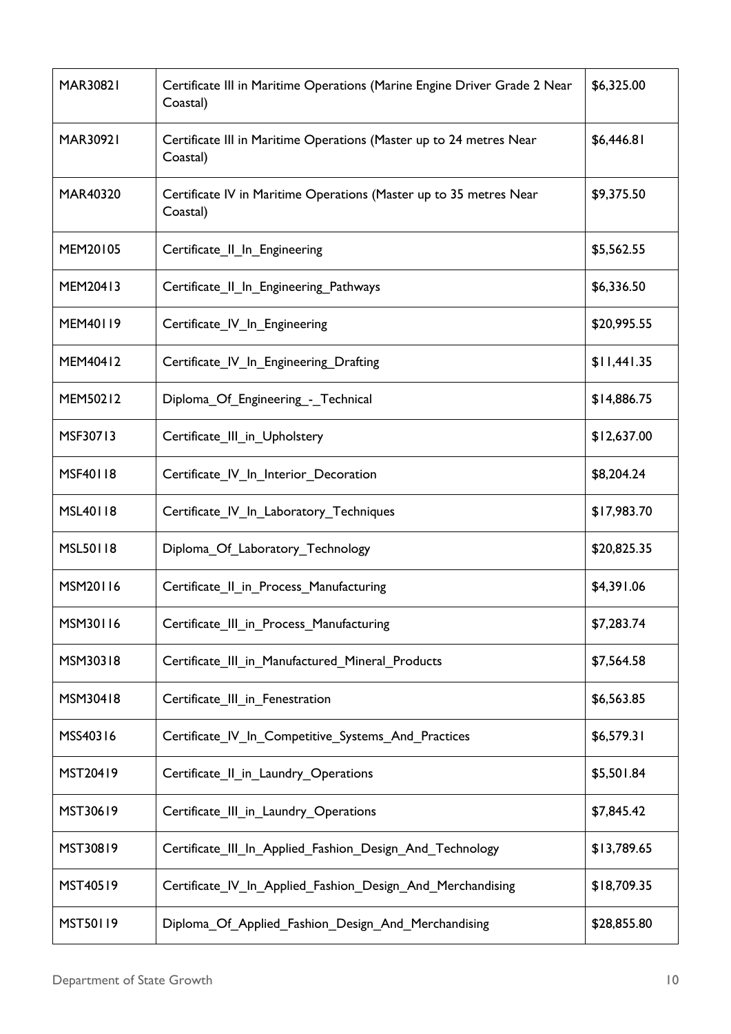| MAR30821 | Certificate III in Maritime Operations (Marine Engine Driver Grade 2 Near Coastal) | $6,325.00 |
|---|---|---|
| MAR30921 | Certificate III in Maritime Operations (Master up to 24 metres Near Coastal) | $6,446.81 |
| MAR40320 | Certificate IV in Maritime Operations (Master up to 35 metres Near Coastal) | $9,375.50 |
| MEM20105 | Certificate_II_In_Engineering | $5,562.55 |
| MEM20413 | Certificate_II_In_Engineering_Pathways | $6,336.50 |
| MEM40119 | Certificate_IV_In_Engineering | $20,995.55 |
| MEM40412 | Certificate_IV_In_Engineering_Drafting | $11,441.35 |
| MEM50212 | Diploma_Of_Engineering_-_Technical | $14,886.75 |
| MSF30713 | Certificate_III_in_Upholstery | $12,637.00 |
| MSF40118 | Certificate_IV_In_Interior_Decoration | $8,204.24 |
| MSL40118 | Certificate_IV_In_Laboratory_Techniques | $17,983.70 |
| MSL50118 | Diploma_Of_Laboratory_Technology | $20,825.35 |
| MSM20116 | Certificate_II_in_Process_Manufacturing | $4,391.06 |
| MSM30116 | Certificate_III_in_Process_Manufacturing | $7,283.74 |
| MSM30318 | Certificate_III_in_Manufactured_Mineral_Products | $7,564.58 |
| MSM30418 | Certificate_III_in_Fenestration | $6,563.85 |
| MSS40316 | Certificate_IV_In_Competitive_Systems_And_Practices | $6,579.31 |
| MST20419 | Certificate_II_in_Laundry_Operations | $5,501.84 |
| MST30619 | Certificate_III_in_Laundry_Operations | $7,845.42 |
| MST30819 | Certificate_III_In_Applied_Fashion_Design_And_Technology | $13,789.65 |
| MST40519 | Certificate_IV_In_Applied_Fashion_Design_And_Merchandising | $18,709.35 |
| MST50119 | Diploma_Of_Applied_Fashion_Design_And_Merchandising | $28,855.80 |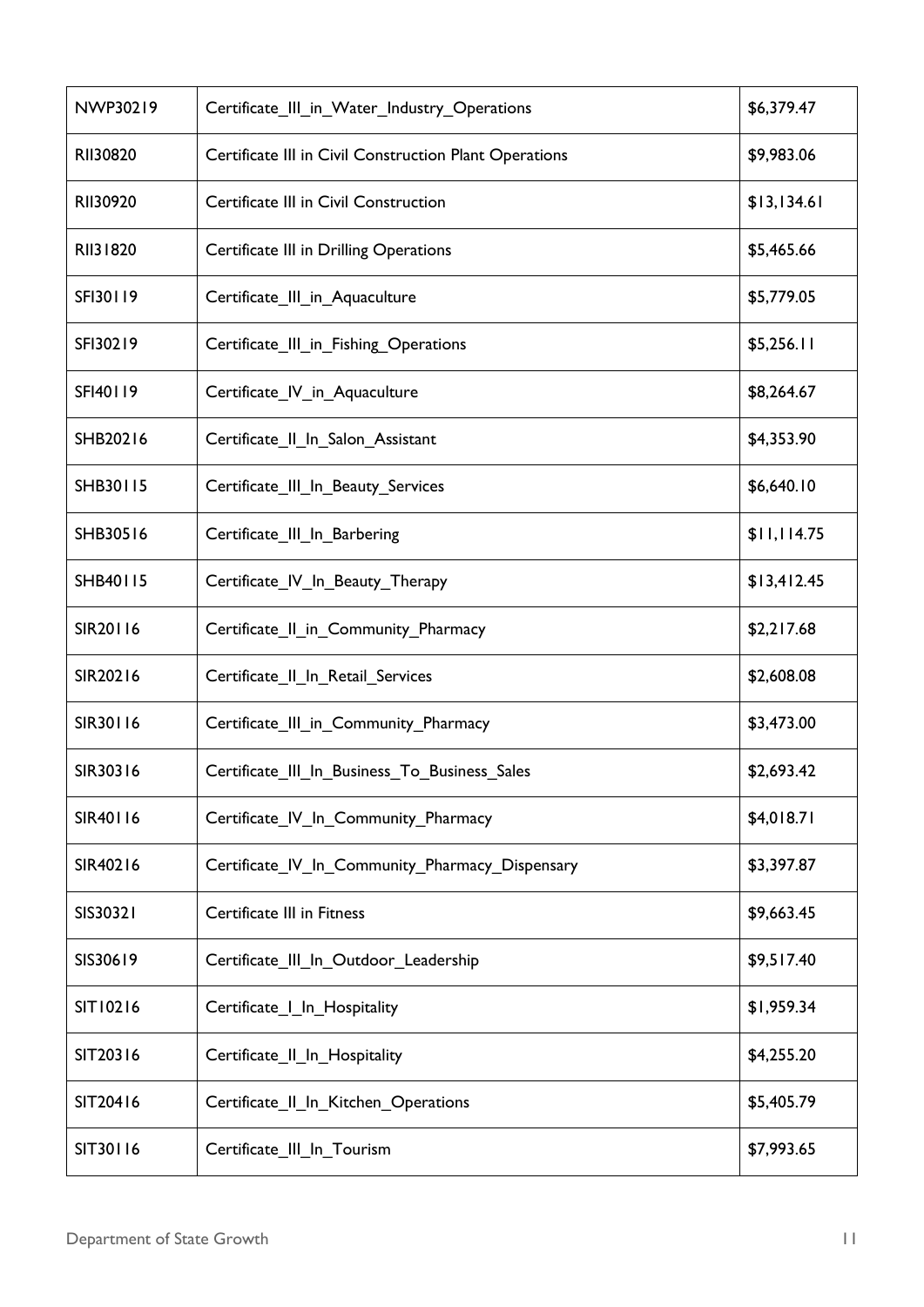| NWP30219 | Certificate_III_in_Water_Industry_Operations | $6,379.47 |
|---|---|---|
| RII30820 | Certificate III in Civil Construction Plant Operations | $9,983.06 |
| RII30920 | Certificate III in Civil Construction | $13,134.61 |
| RII31820 | Certificate III in Drilling Operations | $5,465.66 |
| SFI30119 | Certificate_III_in_Aquaculture | $5,779.05 |
| SFI30219 | Certificate_III_in_Fishing_Operations | $5,256.11 |
| SFI40119 | Certificate_IV_in_Aquaculture | $8,264.67 |
| SHB20216 | Certificate_II_In_Salon_Assistant | $4,353.90 |
| SHB30115 | Certificate_III_In_Beauty_Services | $6,640.10 |
| SHB30516 | Certificate_III_In_Barbering | $11,114.75 |
| SHB40115 | Certificate_IV_In_Beauty_Therapy | $13,412.45 |
| SIR20116 | Certificate_II_in_Community_Pharmacy | $2,217.68 |
| SIR20216 | Certificate_II_In_Retail_Services | $2,608.08 |
| SIR30116 | Certificate_III_in_Community_Pharmacy | $3,473.00 |
| SIR30316 | Certificate_III_In_Business_To_Business_Sales | $2,693.42 |
| SIR40116 | Certificate_IV_In_Community_Pharmacy | $4,018.71 |
| SIR40216 | Certificate_IV_In_Community_Pharmacy_Dispensary | $3,397.87 |
| SIS30321 | Certificate III in Fitness | $9,663.45 |
| SIS30619 | Certificate_III_In_Outdoor_Leadership | $9,517.40 |
| SIT10216 | Certificate_I_In_Hospitality | $1,959.34 |
| SIT20316 | Certificate_II_In_Hospitality | $4,255.20 |
| SIT20416 | Certificate_II_In_Kitchen_Operations | $5,405.79 |
| SIT30116 | Certificate_III_In_Tourism | $7,993.65 |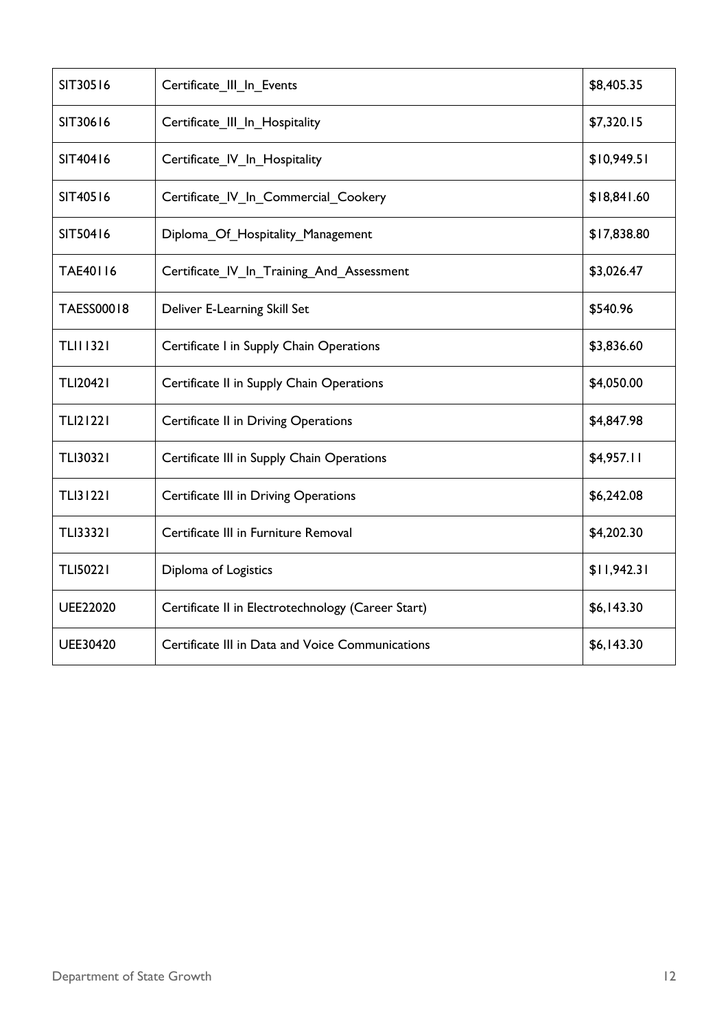| | | |
|---|---|---|
| SIT30516 | Certificate_III_In_Events | $8,405.35 |
| SIT30616 | Certificate_III_In_Hospitality | $7,320.15 |
| SIT40416 | Certificate_IV_In_Hospitality | $10,949.51 |
| SIT40516 | Certificate_IV_In_Commercial_Cookery | $18,841.60 |
| SIT50416 | Diploma_Of_Hospitality_Management | $17,838.80 |
| TAE40116 | Certificate_IV_In_Training_And_Assessment | $3,026.47 |
| TAESS00018 | Deliver E-Learning Skill Set | $540.96 |
| TLI11321 | Certificate I in Supply Chain Operations | $3,836.60 |
| TLI20421 | Certificate II in Supply Chain Operations | $4,050.00 |
| TLI21221 | Certificate II in Driving Operations | $4,847.98 |
| TLI30321 | Certificate III in Supply Chain Operations | $4,957.11 |
| TLI31221 | Certificate III in Driving Operations | $6,242.08 |
| TLI33321 | Certificate III in Furniture Removal | $4,202.30 |
| TLI50221 | Diploma of Logistics | $11,942.31 |
| UEE22020 | Certificate II in Electrotechnology (Career Start) | $6,143.30 |
| UEE30420 | Certificate III in Data and Voice Communications | $6,143.30 |